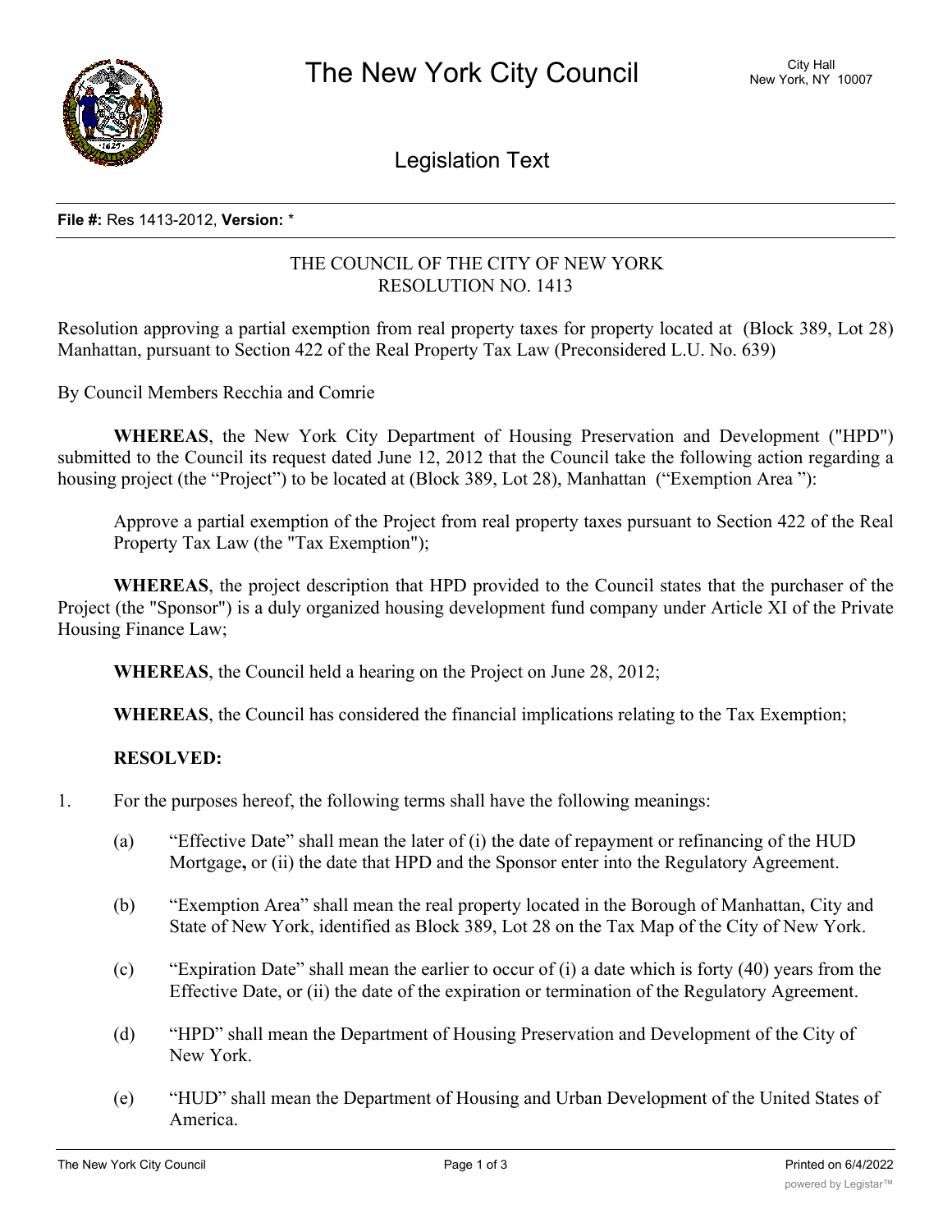# The New York City Council

City Hall
New York, NY 10007

## Legislation Text

**File #:** Res 1413-2012, **Version:** *

THE COUNCIL OF THE CITY OF NEW YORK
RESOLUTION NO. 1413

Resolution approving a partial exemption from real property taxes for property located at (Block 389, Lot 28) Manhattan, pursuant to Section 422 of the Real Property Tax Law (Preconsidered L.U. No. 639)

By Council Members Recchia and Comrie

**WHEREAS**, the New York City Department of Housing Preservation and Development ("HPD") submitted to the Council its request dated June 12, 2012 that the Council take the following action regarding a housing project (the "Project") to be located at (Block 389, Lot 28), Manhattan ("Exemption Area "):

Approve a partial exemption of the Project from real property taxes pursuant to Section 422 of the Real Property Tax Law (the "Tax Exemption");

**WHEREAS**, the project description that HPD provided to the Council states that the purchaser of the Project (the "Sponsor") is a duly organized housing development fund company under Article XI of the Private Housing Finance Law;

**WHEREAS**, the Council held a hearing on the Project on June 28, 2012;

**WHEREAS**, the Council has considered the financial implications relating to the Tax Exemption;

**RESOLVED:**

1. For the purposes hereof, the following terms shall have the following meanings:

   (a) "Effective Date" shall mean the later of (i) the date of repayment or refinancing of the HUD Mortgage**,** or (ii) the date that HPD and the Sponsor enter into the Regulatory Agreement.

   (b) "Exemption Area" shall mean the real property located in the Borough of Manhattan, City and State of New York, identified as Block 389, Lot 28 on the Tax Map of the City of New York.

   (c) "Expiration Date" shall mean the earlier to occur of (i) a date which is forty (40) years from the Effective Date, or (ii) the date of the expiration or termination of the Regulatory Agreement.

   (d) "HPD" shall mean the Department of Housing Preservation and Development of the City of New York.

   (e) "HUD" shall mean the Department of Housing and Urban Development of the United States of America.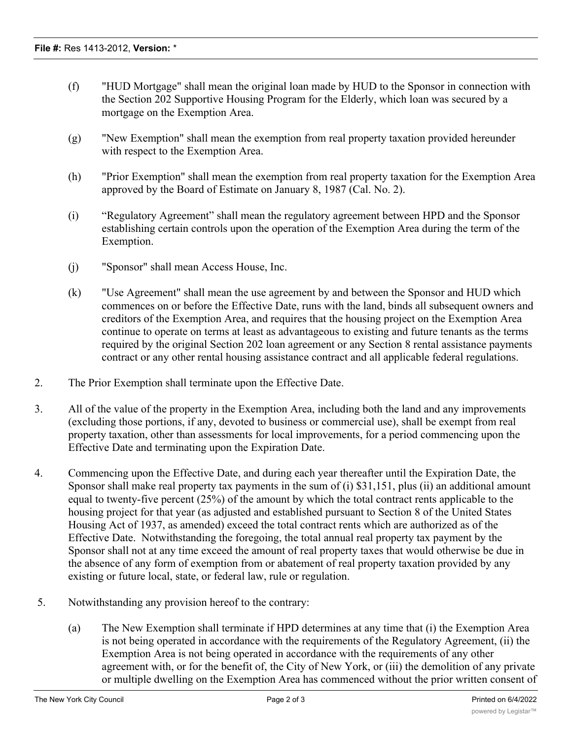(f) "HUD Mortgage" shall mean the original loan made by HUD to the Sponsor in connection with the Section 202 Supportive Housing Program for the Elderly, which loan was secured by a mortgage on the Exemption Area.

(g) "New Exemption" shall mean the exemption from real property taxation provided hereunder with respect to the Exemption Area.

(h) "Prior Exemption" shall mean the exemption from real property taxation for the Exemption Area approved by the Board of Estimate on January 8, 1987 (Cal. No. 2).

(i) "Regulatory Agreement" shall mean the regulatory agreement between HPD and the Sponsor establishing certain controls upon the operation of the Exemption Area during the term of the Exemption.

(j) "Sponsor" shall mean Access House, Inc.

(k) "Use Agreement" shall mean the use agreement by and between the Sponsor and HUD which commences on or before the Effective Date, runs with the land, binds all subsequent owners and creditors of the Exemption Area, and requires that the housing project on the Exemption Area continue to operate on terms at least as advantageous to existing and future tenants as the terms required by the original Section 202 loan agreement or any Section 8 rental assistance payments contract or any other rental housing assistance contract and all applicable federal regulations.

2. The Prior Exemption shall terminate upon the Effective Date.

3. All of the value of the property in the Exemption Area, including both the land and any improvements (excluding those portions, if any, devoted to business or commercial use), shall be exempt from real property taxation, other than assessments for local improvements, for a period commencing upon the Effective Date and terminating upon the Expiration Date.

4. Commencing upon the Effective Date, and during each year thereafter until the Expiration Date, the Sponsor shall make real property tax payments in the sum of (i) $31,151, plus (ii) an additional amount equal to twenty-five percent (25%) of the amount by which the total contract rents applicable to the housing project for that year (as adjusted and established pursuant to Section 8 of the United States Housing Act of 1937, as amended) exceed the total contract rents which are authorized as of the Effective Date. Notwithstanding the foregoing, the total annual real property tax payment by the Sponsor shall not at any time exceed the amount of real property taxes that would otherwise be due in the absence of any form of exemption from or abatement of real property taxation provided by any existing or future local, state, or federal law, rule or regulation.

5. Notwithstanding any provision hereof to the contrary:

(a) The New Exemption shall terminate if HPD determines at any time that (i) the Exemption Area is not being operated in accordance with the requirements of the Regulatory Agreement, (ii) the Exemption Area is not being operated in accordance with the requirements of any other agreement with, or for the benefit of, the City of New York, or (iii) the demolition of any private or multiple dwelling on the Exemption Area has commenced without the prior written consent of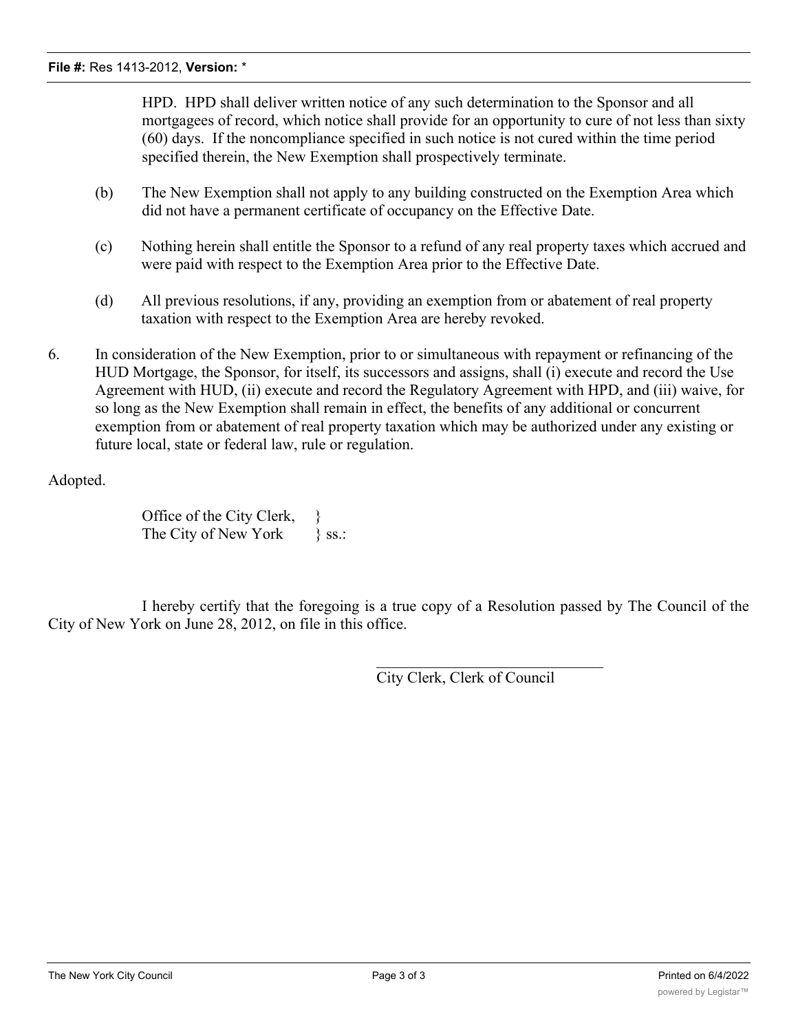HPD. HPD shall deliver written notice of any such determination to the Sponsor and all mortgagees of record, which notice shall provide for an opportunity to cure of not less than sixty (60) days. If the noncompliance specified in such notice is not cured within the time period specified therein, the New Exemption shall prospectively terminate.

(b) The New Exemption shall not apply to any building constructed on the Exemption Area which did not have a permanent certificate of occupancy on the Effective Date.

(c) Nothing herein shall entitle the Sponsor to a refund of any real property taxes which accrued and were paid with respect to the Exemption Area prior to the Effective Date.

(d) All previous resolutions, if any, providing an exemption from or abatement of real property taxation with respect to the Exemption Area are hereby revoked.

6. In consideration of the New Exemption, prior to or simultaneous with repayment or refinancing of the HUD Mortgage, the Sponsor, for itself, its successors and assigns, shall (i) execute and record the Use Agreement with HUD, (ii) execute and record the Regulatory Agreement with HPD, and (iii) waive, for so long as the New Exemption shall remain in effect, the benefits of any additional or concurrent exemption from or abatement of real property taxation which may be authorized under any existing or future local, state or federal law, rule or regulation.

Adopted.

Office of the City Clerk, }
The City of New York } ss.:

I hereby certify that the foregoing is a true copy of a Resolution passed by The Council of the City of New York on June 28, 2012, on file in this office.

City Clerk, Clerk of Council